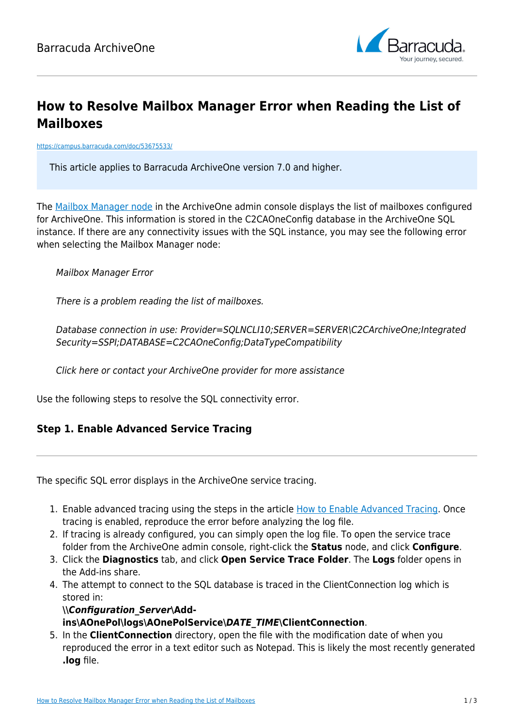# How to Resolve Mailbox Manager Error when Reading the List of Mailboxes

https://campus.barracuda.com/doc/53675533/

This article applies to Barracuda ArchiveOne version 7.0 and higher.

The Mailbox Manager node in the ArchiveOne admin console displays the list of mailboxes configured for ArchiveOne. This information is stored in the C2CAOneConfig database in the ArchiveOne SQL instance. If there are any connectivity issues with the SQL instance, you may see the following error when selecting the Mailbox Manager node:

> *Mailbox Manager Error*
>
> *There is a problem reading the list of mailboxes.*
>
> *Database connection in use: Provider=SQLNCLI10;SERVER=SERVER\C2CArchiveOne;Integrated Security=SSPI;DATABASE=C2CAOneConfig;DataTypeCompatibility*
>
> *Click here or contact your ArchiveOne provider for more assistance*

Use the following steps to resolve the SQL connectivity error.

### Step 1. Enable Advanced Service Tracing

The specific SQL error displays in the ArchiveOne service tracing.

1. Enable advanced tracing using the steps in the article How to Enable Advanced Tracing. Once tracing is enabled, reproduce the error before analyzing the log file.
2. If tracing is already configured, you can simply open the log file. To open the service trace folder from the ArchiveOne admin console, right-click the **Status** node, and click **Configure**.
3. Click the **Diagnostics** tab, and click **Open Service Trace Folder**. The **Logs** folder opens in the Add-ins share.
4. The attempt to connect to the SQL database is traced in the ClientConnection log which is stored in:
   **\\*Configuration_Server*\Add-ins\AOnePol\logs\AOnePolService\*DATE_TIME*\ClientConnection**.
5. In the **ClientConnection** directory, open the file with the modification date of when you reproduced the error in a text editor such as Notepad. This is likely the most recently generated **.log** file.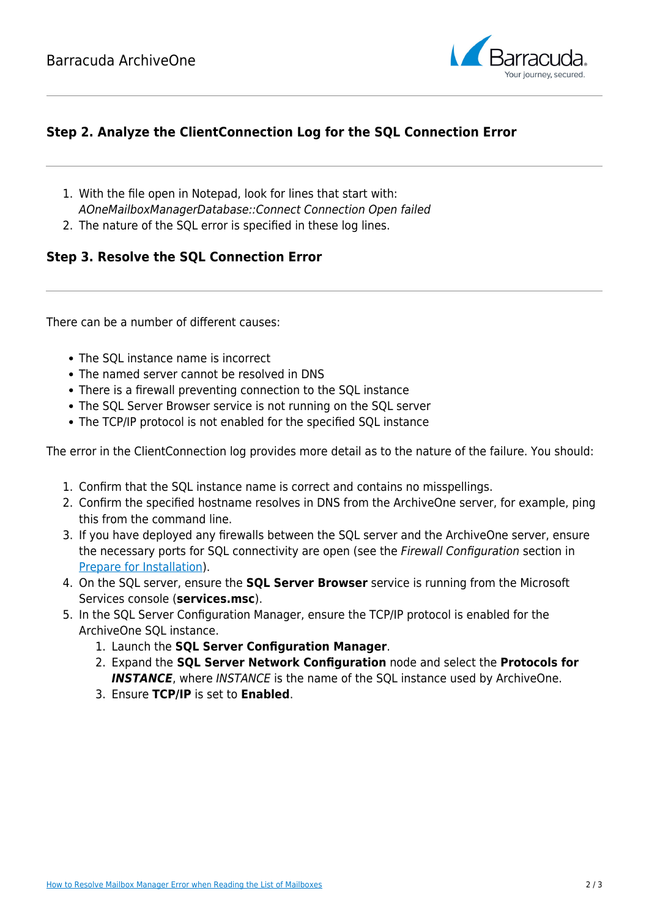## Step 2. Analyze the ClientConnection Log for the SQL Connection Error

1. With the file open in Notepad, look for lines that start with: *AOneMailboxManagerDatabase::Connect Connection Open failed*
2. The nature of the SQL error is specified in these log lines.

## Step 3. Resolve the SQL Connection Error

There can be a number of different causes:

- The SQL instance name is incorrect
- The named server cannot be resolved in DNS
- There is a firewall preventing connection to the SQL instance
- The SQL Server Browser service is not running on the SQL server
- The TCP/IP protocol is not enabled for the specified SQL instance

The error in the ClientConnection log provides more detail as to the nature of the failure. You should:

1. Confirm that the SQL instance name is correct and contains no misspellings.
2. Confirm the specified hostname resolves in DNS from the ArchiveOne server, for example, ping this from the command line.
3. If you have deployed any firewalls between the SQL server and the ArchiveOne server, ensure the necessary ports for SQL connectivity are open (see the *Firewall Configuration* section in Prepare for Installation).
4. On the SQL server, ensure the **SQL Server Browser** service is running from the Microsoft Services console (**services.msc**).
5. In the SQL Server Configuration Manager, ensure the TCP/IP protocol is enabled for the ArchiveOne SQL instance.
    1. Launch the **SQL Server Configuration Manager**.
    2. Expand the **SQL Server Network Configuration** node and select the **Protocols for *INSTANCE***, where *INSTANCE* is the name of the SQL instance used by ArchiveOne.
    3. Ensure **TCP/IP** is set to **Enabled**.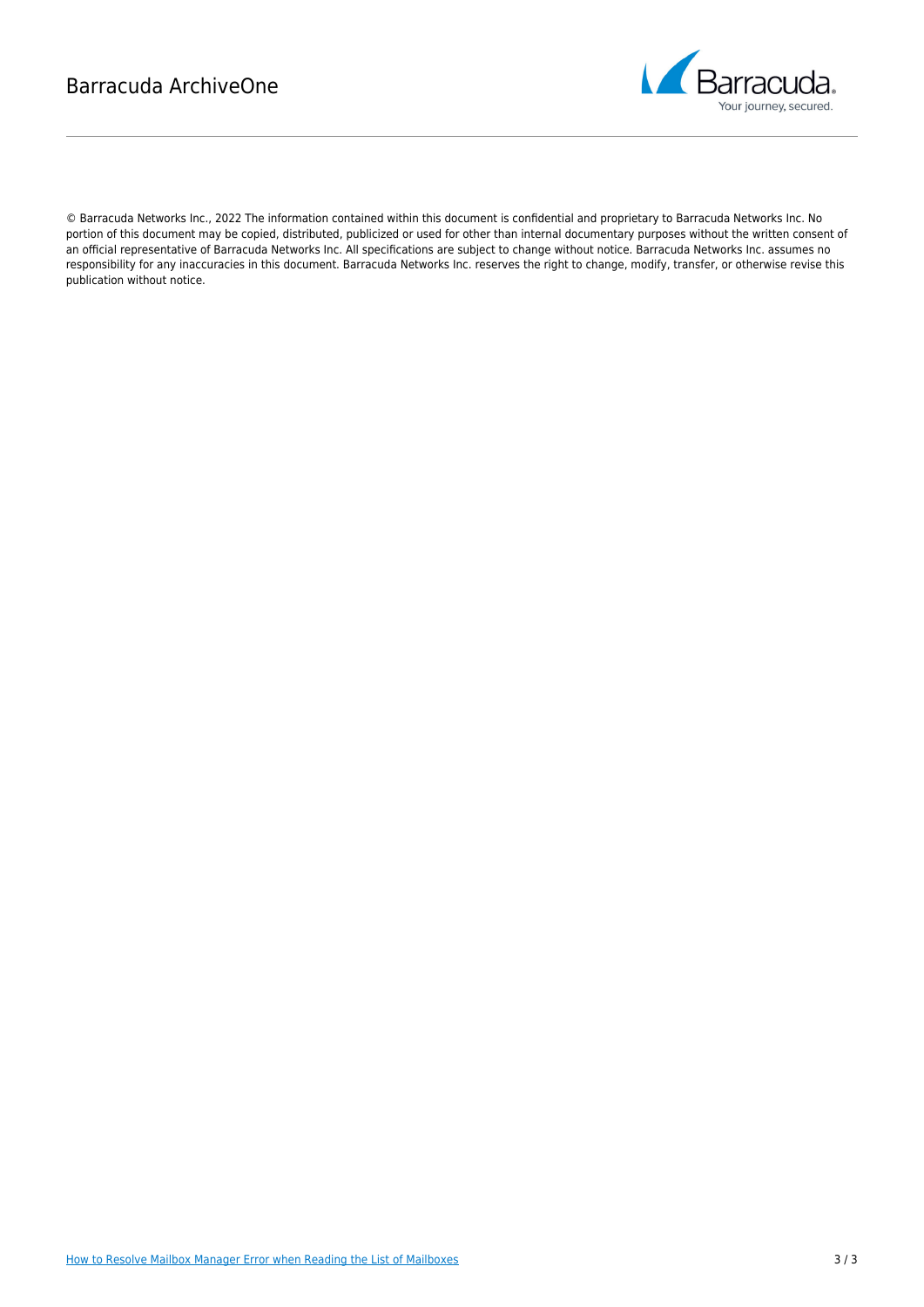© Barracuda Networks Inc., 2022 The information contained within this document is confidential and proprietary to Barracuda Networks Inc. No portion of this document may be copied, distributed, publicized or used for other than internal documentary purposes without the written consent of an official representative of Barracuda Networks Inc. All specifications are subject to change without notice. Barracuda Networks Inc. assumes no responsibility for any inaccuracies in this document. Barracuda Networks Inc. reserves the right to change, modify, transfer, or otherwise revise this publication without notice.